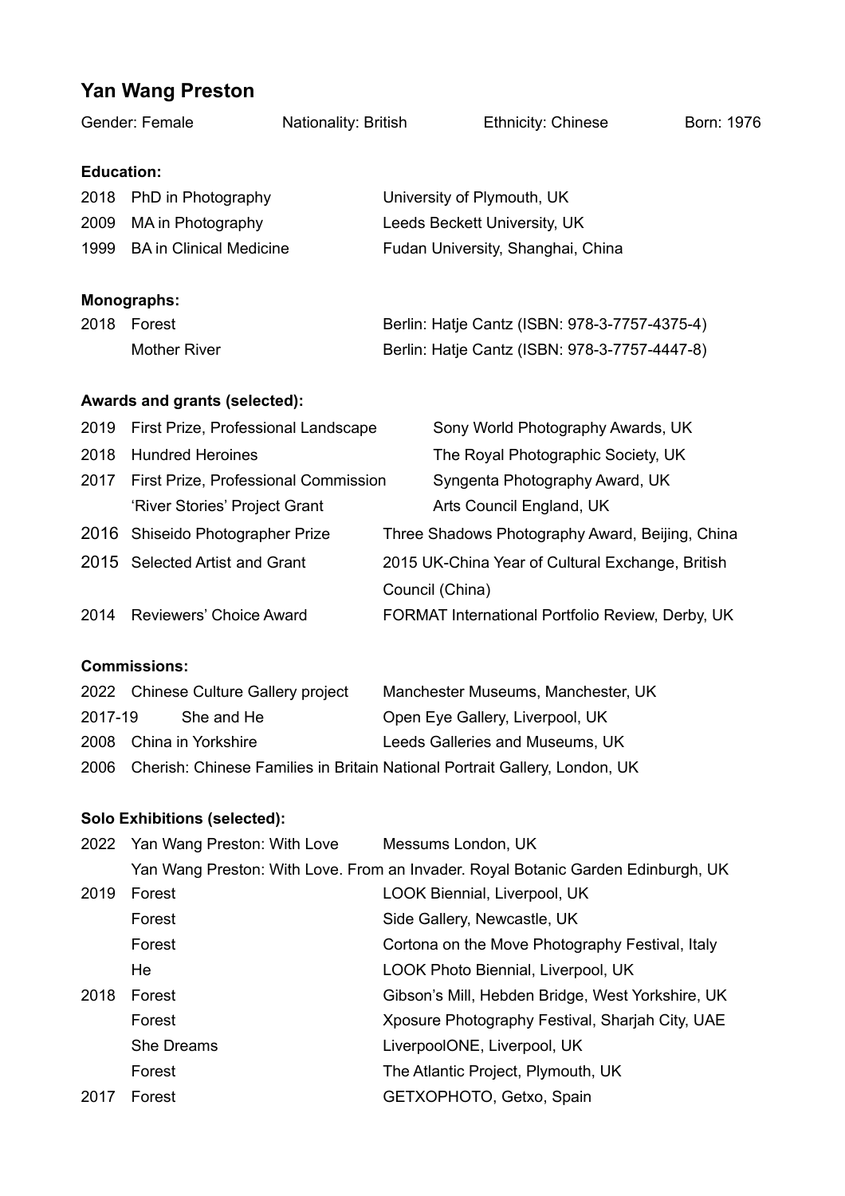# Yan Wang Preston

Gender: Female    Nationality: British    Ethnicity: Chinese    Born: 1976

**Education:**

| | | |
|---|---|---|
| 2018 | PhD in Photography | University of Plymouth, UK |
| 2009 | MA in Photography | Leeds Beckett University, UK |
| 1999 | BA in Clinical Medicine | Fudan University, Shanghai, China |

**Monographs:**

| | | |
|---|---|---|
| 2018 | Forest | Berlin: Hatje Cantz (ISBN: 978-3-7757-4375-4) |
| | Mother River | Berlin: Hatje Cantz (ISBN: 978-3-7757-4447-8) |

**Awards and grants (selected):**

| | | |
|---|---|---|
| 2019 | First Prize, Professional Landscape | Sony World Photography Awards, UK |
| 2018 | Hundred Heroines | The Royal Photographic Society, UK |
| 2017 | First Prize, Professional Commission | Syngenta Photography Award, UK |
| | 'River Stories' Project Grant | Arts Council England, UK |
| 2016 | Shiseido Photographer Prize | Three Shadows Photography Award, Beijing, China |
| 2015 | Selected Artist and Grant | 2015 UK-China Year of Cultural Exchange, British Council (China) |
| 2014 | Reviewers' Choice Award | FORMAT International Portfolio Review, Derby, UK |

**Commissions:**

| | | |
|---|---|---|
| 2022 | Chinese Culture Gallery project | Manchester Museums, Manchester, UK |
| 2017-19 | She and He | Open Eye Gallery, Liverpool, UK |
| 2008 | China in Yorkshire | Leeds Galleries and Museums, UK |
| 2006 | Cherish: Chinese Families in Britain | National Portrait Gallery, London, UK |

**Solo Exhibitions (selected):**

| | | |
|---|---|---|
| 2022 | Yan Wang Preston: With Love | Messums London, UK |
| | Yan Wang Preston: With Love. From an Invader. | Royal Botanic Garden Edinburgh, UK |
| 2019 | Forest | LOOK Biennial, Liverpool, UK |
| | Forest | Side Gallery, Newcastle, UK |
| | Forest | Cortona on the Move Photography Festival, Italy |
| | He | LOOK Photo Biennial, Liverpool, UK |
| 2018 | Forest | Gibson's Mill, Hebden Bridge, West Yorkshire, UK |
| | Forest | Xposure Photography Festival, Sharjah City, UAE |
| | She Dreams | LiverpoolONE, Liverpool, UK |
| | Forest | The Atlantic Project, Plymouth, UK |
| 2017 | Forest | GETXOPHOTO, Getxo, Spain |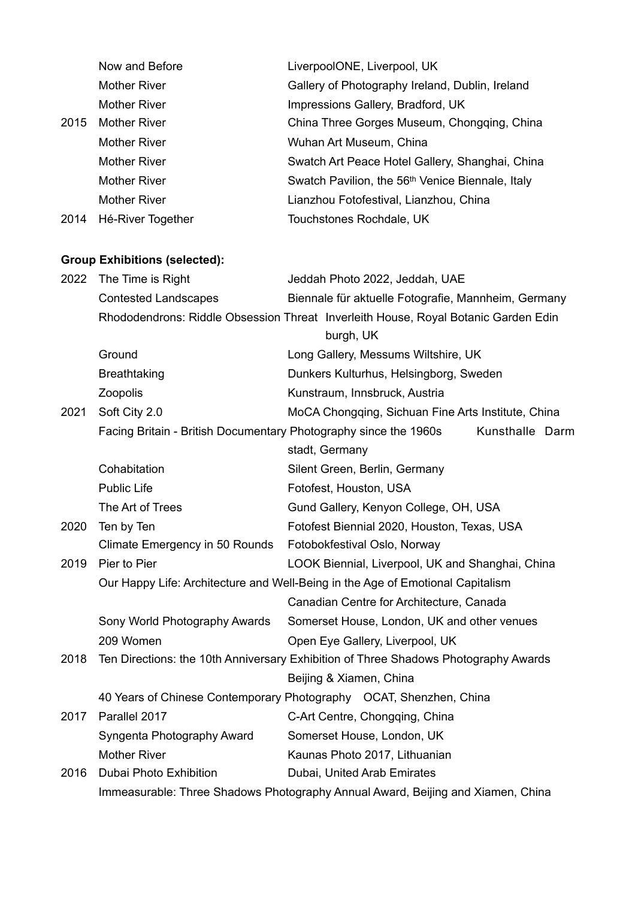| | | |
|---|---|---|
| | Now and Before | LiverpoolONE, Liverpool, UK |
| | Mother River | Gallery of Photography Ireland, Dublin, Ireland |
| | Mother River | Impressions Gallery, Bradford, UK |
| 2015 | Mother River | China Three Gorges Museum, Chongqing, China |
| | Mother River | Wuhan Art Museum, China |
| | Mother River | Swatch Art Peace Hotel Gallery, Shanghai, China |
| | Mother River | Swatch Pavilion, the 56th Venice Biennale, Italy |
| | Mother River | Lianzhou Fotofestival, Lianzhou, China |
| 2014 | Hé-River Together | Touchstones Rochdale, UK |

**Group Exhibitions (selected):**

| | | |
|---|---|---|
| 2022 | The Time is Right | Jeddah Photo 2022, Jeddah, UAE |
| | Contested Landscapes | Biennale für aktuelle Fotografie, Mannheim, Germany |
| | Rhododendrons: Riddle Obsession Threat | Inverleith House, Royal Botanic Garden Edinburgh, UK |
| | Ground | Long Gallery, Messums Wiltshire, UK |
| | Breathtaking | Dunkers Kulturhus, Helsingborg, Sweden |
| | Zoopolis | Kunstraum, Innsbruck, Austria |
| 2021 | Soft City 2.0 | MoCA Chongqing, Sichuan Fine Arts Institute, China |
| | Facing Britain - British Documentary Photography since the 1960s | Kunsthalle Darmstadt, Germany |
| | Cohabitation | Silent Green, Berlin, Germany |
| | Public Life | Fotofest, Houston, USA |
| | The Art of Trees | Gund Gallery, Kenyon College, OH, USA |
| 2020 | Ten by Ten | Fotofest Biennial 2020, Houston, Texas, USA |
| | Climate Emergency in 50 Rounds | Fotobokfestival Oslo, Norway |
| 2019 | Pier to Pier | LOOK Biennial, Liverpool, UK and Shanghai, China |
| | Our Happy Life: Architecture and Well-Being in the Age of Emotional Capitalism | Canadian Centre for Architecture, Canada |
| | Sony World Photography Awards | Somerset House, London, UK and other venues |
| | 209 Women | Open Eye Gallery, Liverpool, UK |
| 2018 | Ten Directions: the 10th Anniversary Exhibition of Three Shadows Photography Awards | Beijing & Xiamen, China |
| | 40 Years of Chinese Contemporary Photography | OCAT, Shenzhen, China |
| 2017 | Parallel 2017 | C-Art Centre, Chongqing, China |
| | Syngenta Photography Award | Somerset House, London, UK |
| | Mother River | Kaunas Photo 2017, Lithuanian |
| 2016 | Dubai Photo Exhibition | Dubai, United Arab Emirates |
| | Immeasurable: Three Shadows Photography Annual Award, Beijing and Xiamen, China | |